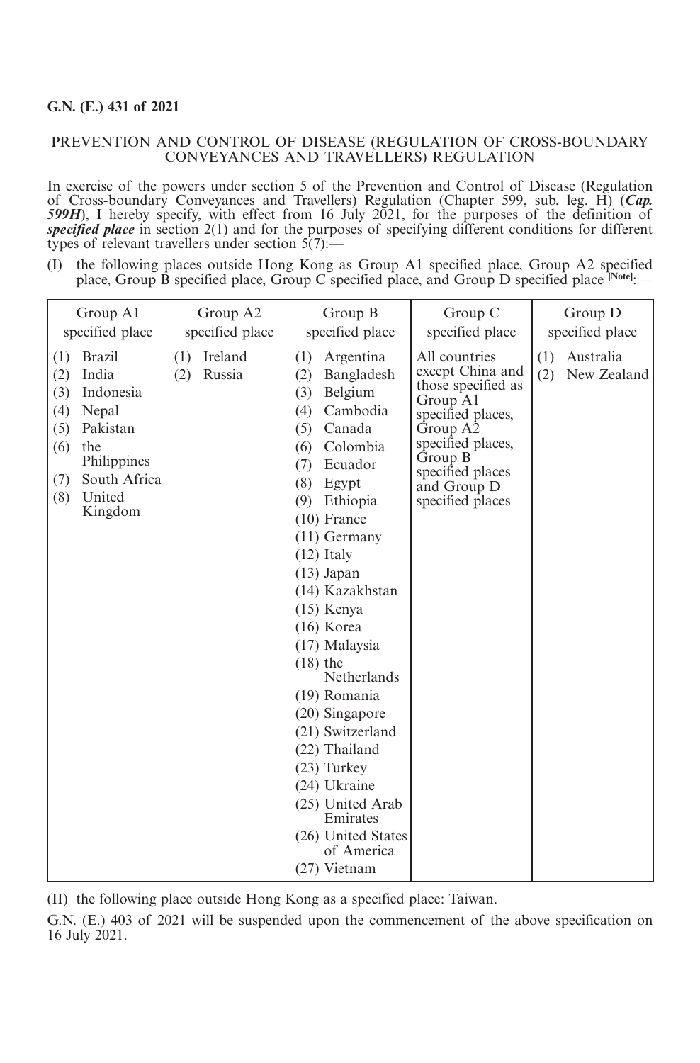**G.N. (E.) 431 of 2021**

PREVENTION AND CONTROL OF DISEASE (REGULATION OF CROSS-BOUNDARY CONVEYANCES AND TRAVELLERS) REGULATION

In exercise of the powers under section 5 of the Prevention and Control of Disease (Regulation of Cross-boundary Conveyances and Travellers) Regulation (Chapter 599, sub. leg. H) (***Cap. 599H***), I hereby specify, with effect from 16 July 2021, for the purposes of the definition of ***specified place*** in section 2(1) and for the purposes of specifying different conditions for different types of relevant travellers under section 5(7):—

(I) the following places outside Hong Kong as Group A1 specified place, Group A2 specified place, Group B specified place, Group C specified place, and Group D specified place [Note]:—

| Group A1 specified place | Group A2 specified place | Group B specified place | Group C specified place | Group D specified place |
|---|---|---|---|---|
| (1) Brazil<br>(2) India<br>(3) Indonesia<br>(4) Nepal<br>(5) Pakistan<br>(6) the Philippines<br>(7) South Africa<br>(8) United Kingdom | (1) Ireland<br>(2) Russia | (1) Argentina<br>(2) Bangladesh<br>(3) Belgium<br>(4) Cambodia<br>(5) Canada<br>(6) Colombia<br>(7) Ecuador<br>(8) Egypt<br>(9) Ethiopia<br>(10) France<br>(11) Germany<br>(12) Italy<br>(13) Japan<br>(14) Kazakhstan<br>(15) Kenya<br>(16) Korea<br>(17) Malaysia<br>(18) the Netherlands<br>(19) Romania<br>(20) Singapore<br>(21) Switzerland<br>(22) Thailand<br>(23) Turkey<br>(24) Ukraine<br>(25) United Arab Emirates<br>(26) United States of America<br>(27) Vietnam | All countries except China and those specified as Group A1 specified places, Group A2 specified places, Group B specified places and Group D specified places | (1) Australia<br>(2) New Zealand |

(II) the following place outside Hong Kong as a specified place: Taiwan.

G.N. (E.) 403 of 2021 will be suspended upon the commencement of the above specification on 16 July 2021.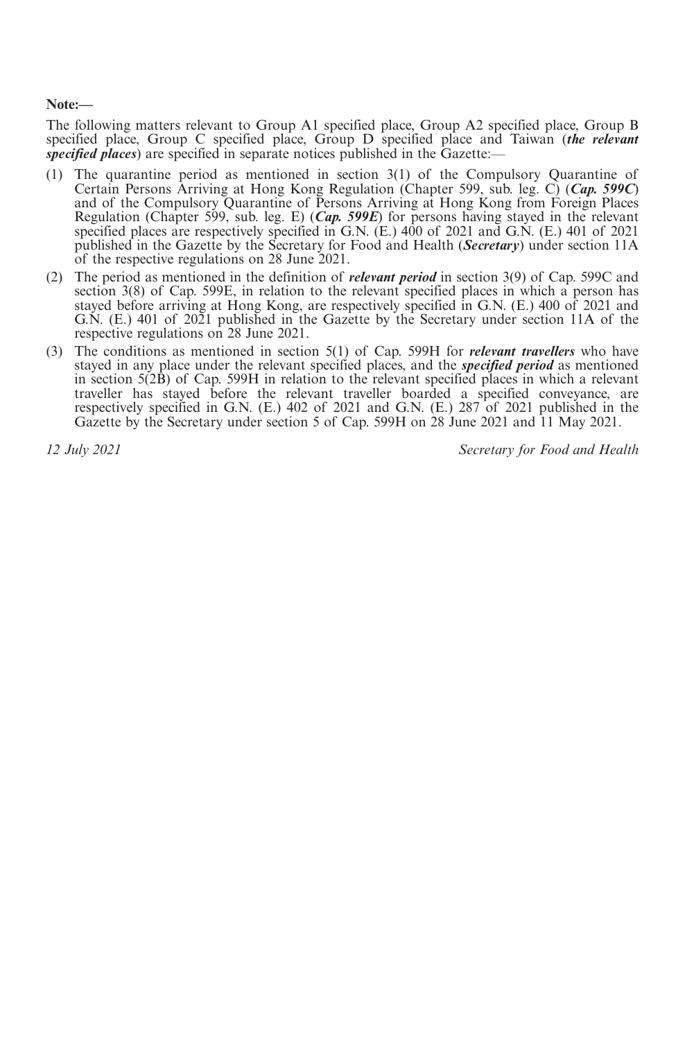**Note:—**

The following matters relevant to Group A1 specified place, Group A2 specified place, Group B specified place, Group C specified place, Group D specified place and Taiwan (***the relevant specified places***) are specified in separate notices published in the Gazette:—

(1) The quarantine period as mentioned in section 3(1) of the Compulsory Quarantine of Certain Persons Arriving at Hong Kong Regulation (Chapter 599, sub. leg. C) (***Cap. 599C***) and of the Compulsory Quarantine of Persons Arriving at Hong Kong from Foreign Places Regulation (Chapter 599, sub. leg. E) (***Cap. 599E***) for persons having stayed in the relevant specified places are respectively specified in G.N. (E.) 400 of 2021 and G.N. (E.) 401 of 2021 published in the Gazette by the Secretary for Food and Health (***Secretary***) under section 11A of the respective regulations on 28 June 2021.

(2) The period as mentioned in the definition of ***relevant period*** in section 3(9) of Cap. 599C and section 3(8) of Cap. 599E, in relation to the relevant specified places in which a person has stayed before arriving at Hong Kong, are respectively specified in G.N. (E.) 400 of 2021 and G.N. (E.) 401 of 2021 published in the Gazette by the Secretary under section 11A of the respective regulations on 28 June 2021.

(3) The conditions as mentioned in section 5(1) of Cap. 599H for ***relevant travellers*** who have stayed in any place under the relevant specified places, and the ***specified period*** as mentioned in section 5(2B) of Cap. 599H in relation to the relevant specified places in which a relevant traveller has stayed before the relevant traveller boarded a specified conveyance, are respectively specified in G.N. (E.) 402 of 2021 and G.N. (E.) 287 of 2021 published in the Gazette by the Secretary under section 5 of Cap. 599H on 28 June 2021 and 11 May 2021.

*12 July 2021* *Secretary for Food and Health*